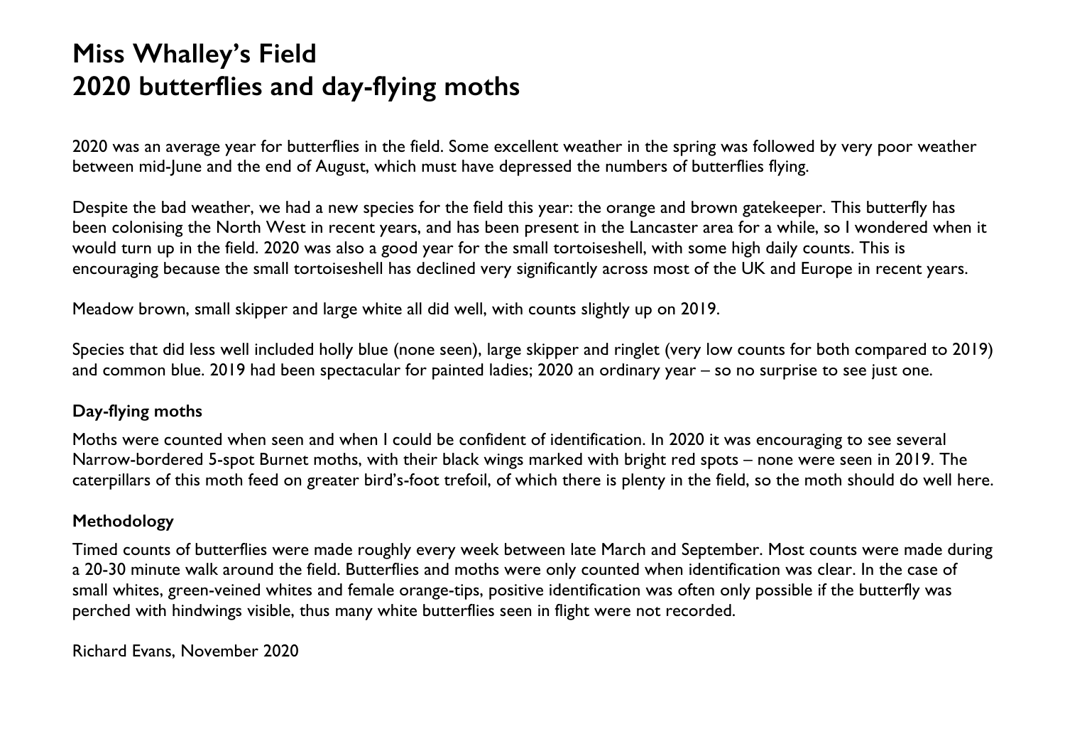# Miss Whalley's Field
# 2020 butterflies and day-flying moths

2020 was an average year for butterflies in the field. Some excellent weather in the spring was followed by very poor weather between mid-June and the end of August, which must have depressed the numbers of butterflies flying.

Despite the bad weather, we had a new species for the field this year: the orange and brown gatekeeper. This butterfly has been colonising the North West in recent years, and has been present in the Lancaster area for a while, so I wondered when it would turn up in the field. 2020 was also a good year for the small tortoiseshell, with some high daily counts. This is encouraging because the small tortoiseshell has declined very significantly across most of the UK and Europe in recent years.

Meadow brown, small skipper and large white all did well, with counts slightly up on 2019.

Species that did less well included holly blue (none seen), large skipper and ringlet (very low counts for both compared to 2019) and common blue. 2019 had been spectacular for painted ladies; 2020 an ordinary year – so no surprise to see just one.

### Day-flying moths

Moths were counted when seen and when I could be confident of identification. In 2020 it was encouraging to see several Narrow-bordered 5-spot Burnet moths, with their black wings marked with bright red spots – none were seen in 2019. The caterpillars of this moth feed on greater bird's-foot trefoil, of which there is plenty in the field, so the moth should do well here.

### Methodology

Timed counts of butterflies were made roughly every week between late March and September. Most counts were made during a 20-30 minute walk around the field. Butterflies and moths were only counted when identification was clear. In the case of small whites, green-veined whites and female orange-tips, positive identification was often only possible if the butterfly was perched with hindwings visible, thus many white butterflies seen in flight were not recorded.

Richard Evans, November 2020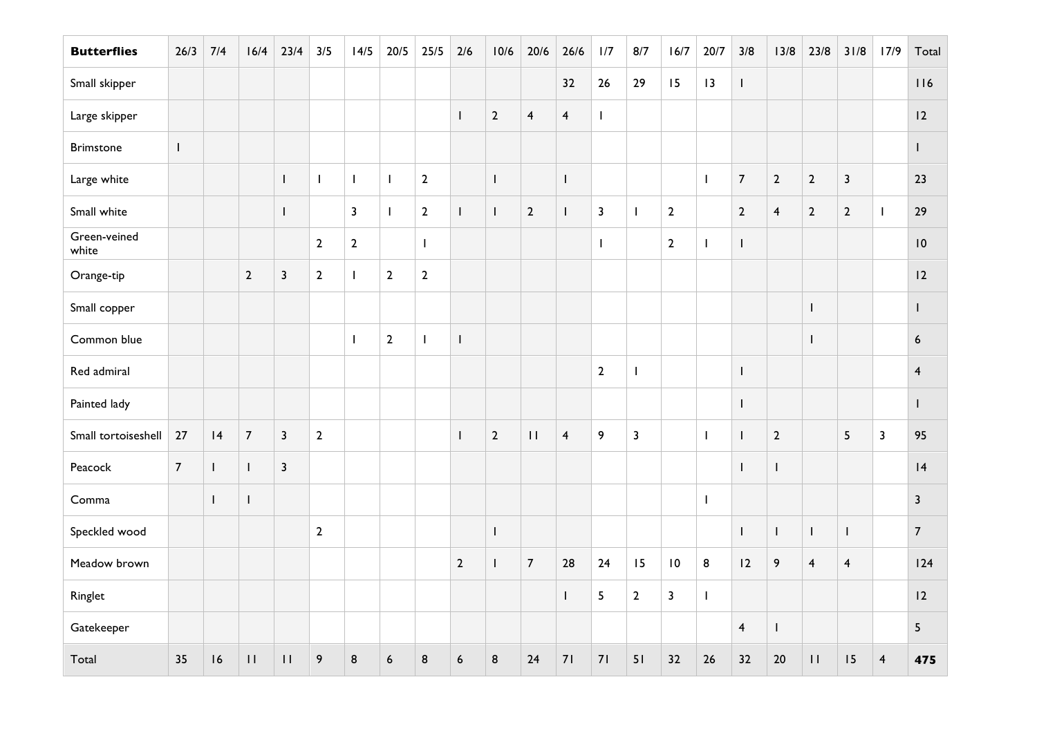| **Butterflies** | 26/3 | 7/4 | 16/4 | 23/4 | 3/5 | 14/5 | 20/5 | 25/5 | 2/6 | 10/6 | 20/6 | 26/6 | 1/7 | 8/7 | 16/7 | 20/7 | 3/8 | 13/8 | 23/8 | 31/8 | 17/9 | Total |
|---|---|---|---|---|---|---|---|---|---|---|---|---|---|---|---|---|---|---|---|---|---|---|
| Small skipper | | | | | | | | | | | | 32 | 26 | 29 | 15 | 13 | 1 | | | | | 116 |
| Large skipper | | | | | | | | | 1 | 2 | 4 | 4 | 1 | | | | | | | | | 12 |
| Brimstone | 1 | | | | | | | | | | | | | | | | | | | | | 1 |
| Large white | | | | 1 | 1 | 1 | 1 | 2 | | 1 | | 1 | | | | 1 | 7 | 2 | 2 | 3 | | 23 |
| Small white | | | | 1 | | 3 | 1 | 2 | 1 | 1 | 2 | 1 | 3 | 1 | 2 | | 2 | 4 | 2 | 2 | 1 | 29 |
| Green-veined white | | | | | 2 | 2 | | 1 | | | | | 1 | | 2 | 1 | 1 | | | | | 10 |
| Orange-tip | | | 2 | 3 | 2 | 1 | 2 | 2 | | | | | | | | | | | | | | 12 |
| Small copper | | | | | | | | | | | | | | | | | | | 1 | | | 1 |
| Common blue | | | | | | 1 | 2 | 1 | 1 | | | | | | | | | | 1 | | | 6 |
| Red admiral | | | | | | | | | | | | | 2 | 1 | | | 1 | | | | | 4 |
| Painted lady | | | | | | | | | | | | | | | | | 1 | | | | | 1 |
| Small tortoiseshell | 27 | 14 | 7 | 3 | 2 | | | | 1 | 2 | 11 | 4 | 9 | 3 | | 1 | 1 | 2 | | 5 | 3 | 95 |
| Peacock | 7 | 1 | 1 | 3 | | | | | | | | | | | | | 1 | 1 | | | | 14 |
| Comma | | 1 | 1 | | | | | | | | | | | | | 1 | | | | | | 3 |
| Speckled wood | | | | | 2 | | | | | 1 | | | | | | | 1 | 1 | 1 | 1 | | 7 |
| Meadow brown | | | | | | | | | 2 | 1 | 7 | 28 | 24 | 15 | 10 | 8 | 12 | 9 | 4 | 4 | | 124 |
| Ringlet | | | | | | | | | | | | 1 | 5 | 2 | 3 | 1 | | | | | | 12 |
| Gatekeeper | | | | | | | | | | | | | | | | | 4 | 1 | | | | 5 |
| Total | 35 | 16 | 11 | 11 | 9 | 8 | 6 | 8 | 6 | 8 | 24 | 71 | 71 | 51 | 32 | 26 | 32 | 20 | 11 | 15 | 4 | **475** |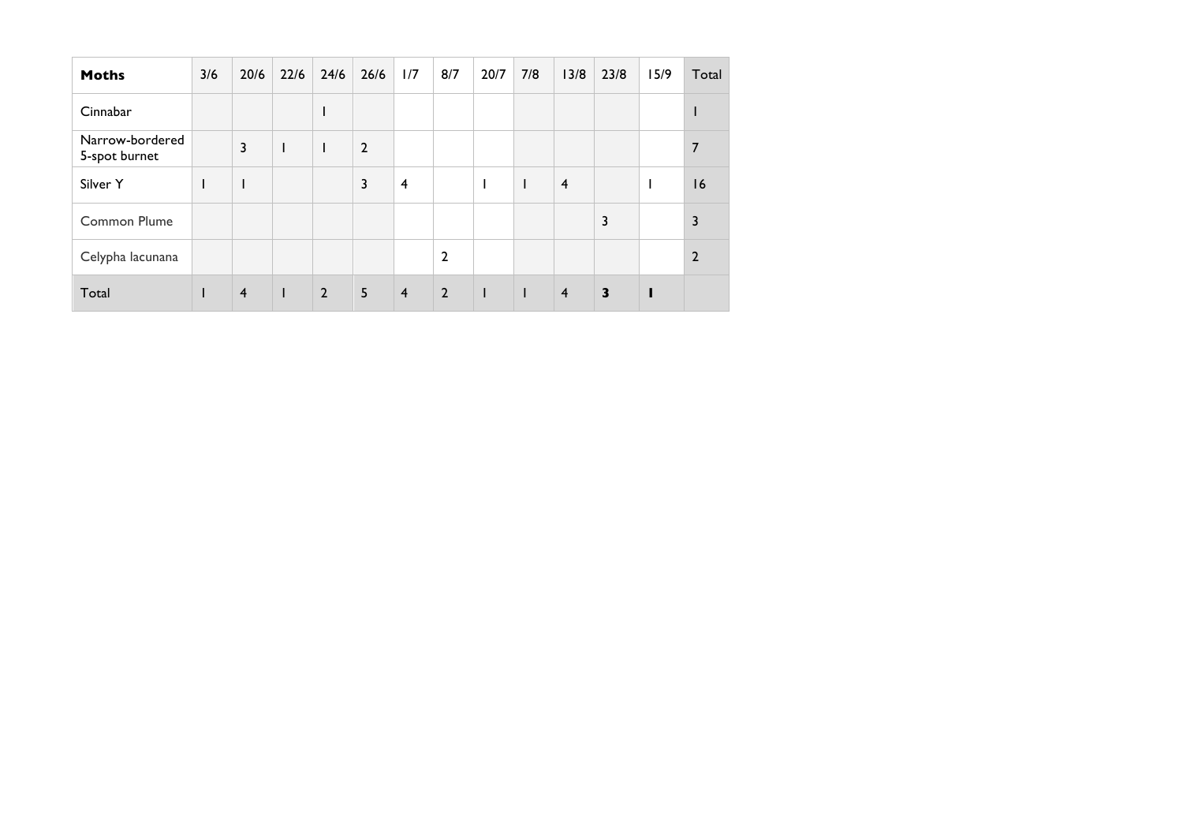| **Moths** | 3/6 | 20/6 | 22/6 | 24/6 | 26/6 | 1/7 | 8/7 | 20/7 | 7/8 | 13/8 | 23/8 | 15/9 | Total |
|---|---|---|---|---|---|---|---|---|---|---|---|---|---|
| Cinnabar | | | | 1 | | | | | | | | | 1 |
| Narrow-bordered 5-spot burnet | | 3 | 1 | 1 | 2 | | | | | | | | 7 |
| Silver Y | 1 | 1 | | | 3 | 4 | | 1 | 1 | 4 | | 1 | 16 |
| Common Plume | | | | | | | | | | | 3 | | 3 |
| Celypha lacunana | | | | | | | 2 | | | | | | 2 |
| Total | 1 | 4 | 1 | 2 | 5 | 4 | 2 | 1 | 1 | 4 | **3** | **1** | |